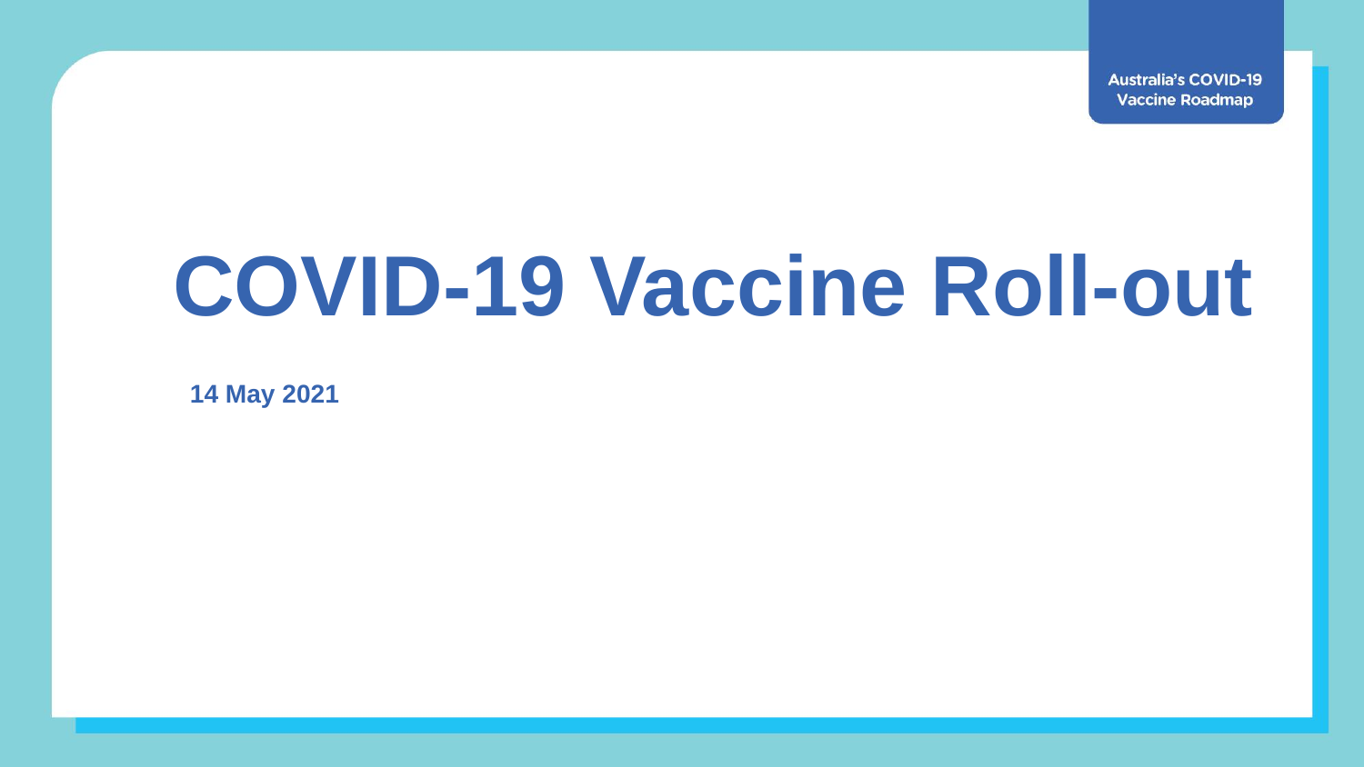Australia's COVID-19 Vaccine Roadmap

# COVID-19 Vaccine Roll-out

**14 May 2021**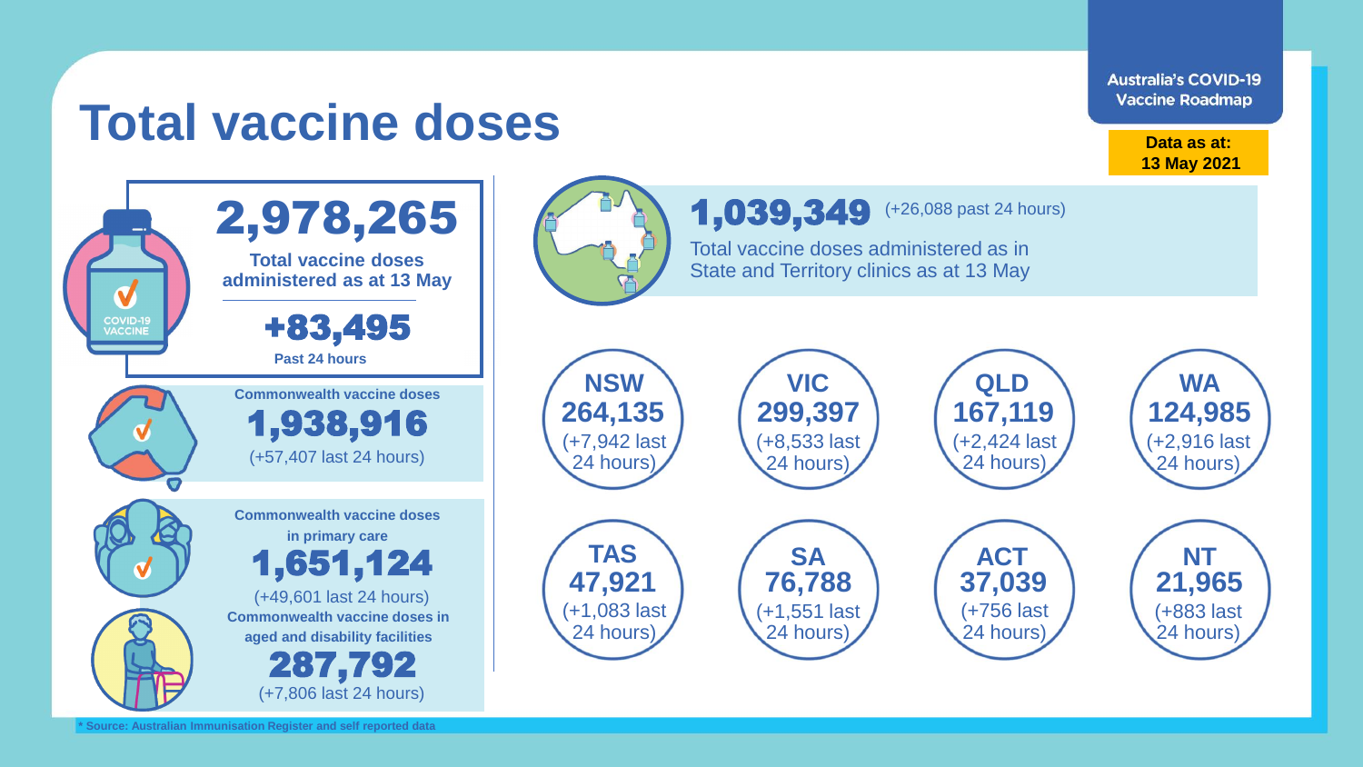Australia's COVID-19 Vaccine Roadmap

# Total vaccine doses

**Data as at: 13 May 2021**

## 2,978,265

**Total vaccine doses administered as at 13 May**

**+83,495**

**Past 24 hours**

**Commonwealth vaccine doses**

**1,938,916**

(+57,407 last 24 hours)

**Commonwealth vaccine doses in primary care**

**1,651,124**

(+49,601 last 24 hours)

**Commonwealth vaccine doses in aged and disability facilities**

**287,792**

(+7,806 last 24 hours)

## 1,039,349 (+26,088 past 24 hours)

Total vaccine doses administered as in State and Territory clinics as at 13 May

| State/Territory | Doses | Last 24 hours |
|---|---|---|
| NSW | 264,135 | +7,942 |
| VIC | 299,397 | +8,533 |
| QLD | 167,119 | +2,424 |
| WA | 124,985 | +2,916 |
| TAS | 47,921 | +1,083 |
| SA | 76,788 | +1,551 |
| ACT | 37,039 | +756 |
| NT | 21,965 | +883 |

* Source: Australian Immunisation Register and self reported data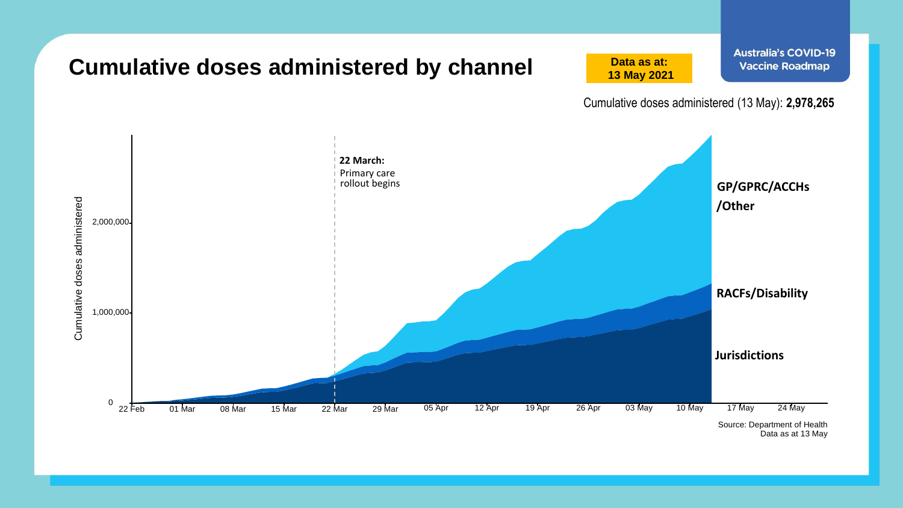# Cumulative doses administered by channel

**Data as at: 13 May 2021**

Australia's COVID-19 Vaccine Roadmap

Cumulative doses administered (13 May): **2,978,265**

Cumulative doses administered

2,000,000

1,000,000

0

22 Feb | 01 Mar | 08 Mar | 15 Mar | 22 Mar | 29 Mar | 05 Apr | 12 Apr | 19 Apr | 26 Apr | 03 May | 10 May | 17 May | 24 May

**22 March:** Primary care rollout begins

**GP/GPRC/ACCHs/Other**

**RACFs/Disability**

**Jurisdictions**

Source: Department of Health
Data as at 13 May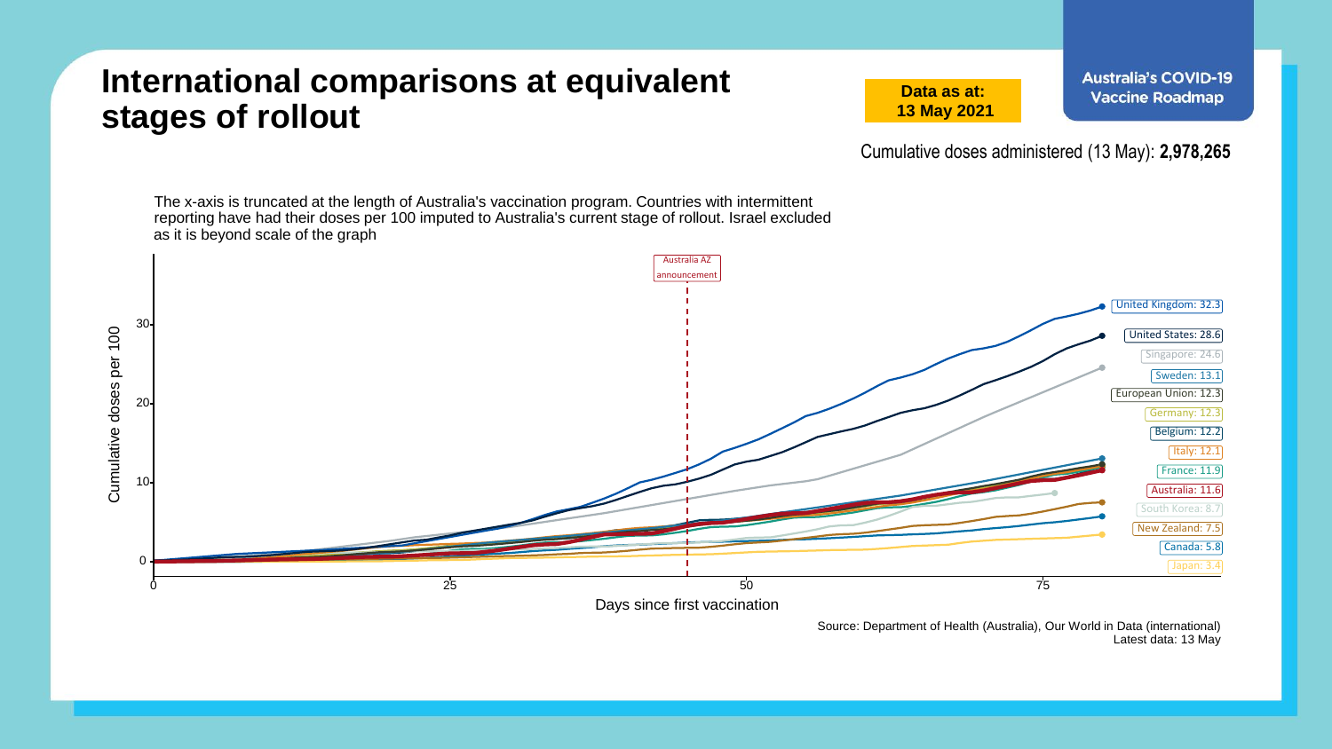# International comparisons at equivalent stages of rollout

**Data as at: 13 May 2021**

**Australia's COVID-19 Vaccine Roadmap**

Cumulative doses administered (13 May): **2,978,265**

The x-axis is truncated at the length of Australia's vaccination program. Countries with intermittent reporting have had their doses per 100 imputed to Australia's current stage of rollout. Israel excluded as it is beyond scale of the graph

Australia AZ announcement

Cumulative doses per 100

Days since first vaccination

| Country | Cumulative doses per 100 |
| --- | --- |
| United Kingdom | 32.3 |
| United States | 28.6 |
| Singapore | 24.6 |
| Sweden | 13.1 |
| European Union | 12.3 |
| Germany | 12.3 |
| Belgium | 12.2 |
| Italy | 12.1 |
| France | 11.9 |
| Australia | 11.6 |
| South Korea | 8.7 |
| New Zealand | 7.5 |
| Canada | 5.8 |
| Japan | 3.4 |

Source: Department of Health (Australia), Our World in Data (international)
Latest data: 13 May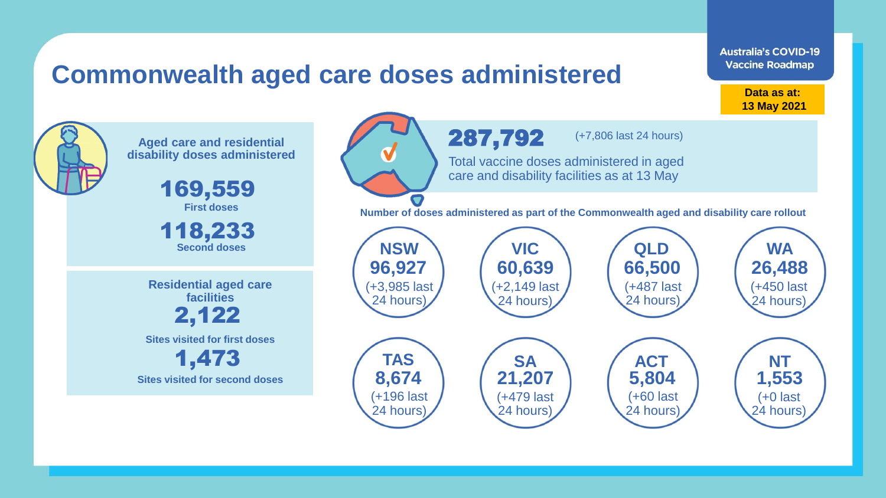# Commonwealth aged care doses administered

Australia's COVID-19 Vaccine Roadmap

**Data as at: 13 May 2021**

**Aged care and residential disability doses administered**

**169,559**
First doses

**118,233**
Second doses

**Residential aged care facilities**

**2,122**
Sites visited for first doses

**1,473**
Sites visited for second doses

**287,792** (+7,806 last 24 hours)

Total vaccine doses administered in aged care and disability facilities as at 13 May

**Number of doses administered as part of the Commonwealth aged and disability care rollout**

| State/Territory | Doses | Last 24 hours |
|---|---|---|
| NSW | 96,927 | (+3,985 last 24 hours) |
| VIC | 60,639 | (+2,149 last 24 hours) |
| QLD | 66,500 | (+487 last 24 hours) |
| WA | 26,488 | (+450 last 24 hours) |
| TAS | 8,674 | (+196 last 24 hours) |
| SA | 21,207 | (+479 last 24 hours) |
| ACT | 5,804 | (+60 last 24 hours) |
| NT | 1,553 | (+0 last 24 hours) |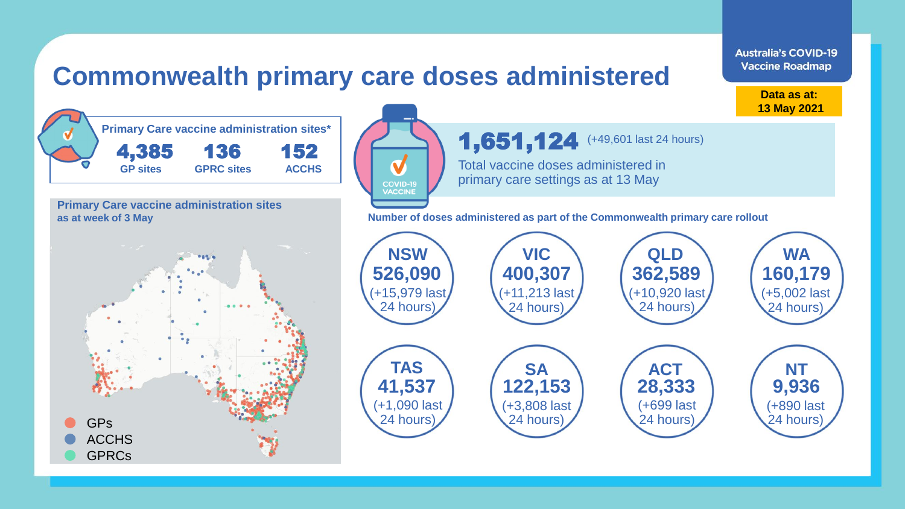Australia's COVID-19 Vaccine Roadmap

**Data as at: 13 May 2021**

# Commonwealth primary care doses administered

**Primary Care vaccine administration sites***

**4,385** GP sites

**136** GPRC sites

**152** ACCHS

**1,651,124** (+49,601 last 24 hours)

Total vaccine doses administered in primary care settings as at 13 May

**Primary Care vaccine administration sites as at week of 3 May**

GPs

ACCHS

GPRCs

**Number of doses administered as part of the Commonwealth primary care rollout**

**NSW**
**526,090**
(+15,979 last 24 hours)

**VIC**
**400,307**
(+11,213 last 24 hours)

**QLD**
**362,589**
(+10,920 last 24 hours)

**WA**
**160,179**
(+5,002 last 24 hours)

**TAS**
**41,537**
(+1,090 last 24 hours)

**SA**
**122,153**
(+3,808 last 24 hours)

**ACT**
**28,333**
(+699 last 24 hours)

**NT**
**9,936**
(+890 last 24 hours)